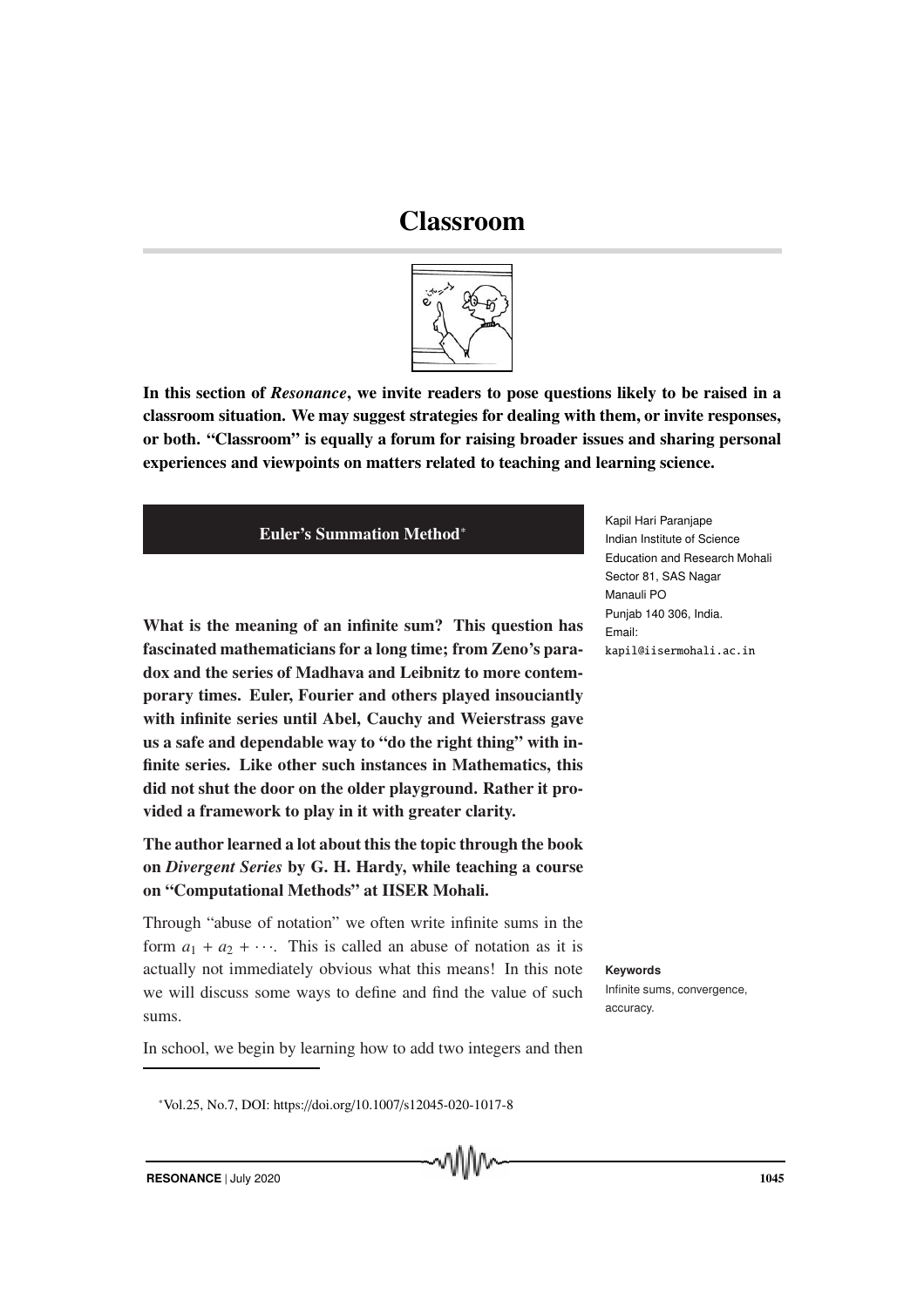# Classroom

**In this section of *Resonance*, we invite readers to pose questions likely to be raised in a classroom situation. We may suggest strategies for dealing with them, or invite responses, or both. "Classroom" is equally a forum for raising broader issues and sharing personal experiences and viewpoints on matters related to teaching and learning science.**

## Euler's Summation Method*

Kapil Hari Paranjape
Indian Institute of Science Education and Research Mohali
Sector 81, SAS Nagar
Manauli PO
Punjab 140 306, India.
Email:
kapil@iisermohali.ac.in

**What is the meaning of an infinite sum? This question has fascinated mathematicians for a long time; from Zeno's paradox and the series of Madhava and Leibnitz to more contemporary times. Euler, Fourier and others played insouciantly with infinite series until Abel, Cauchy and Weierstrass gave us a safe and dependable way to "do the right thing" with infinite series. Like other such instances in Mathematics, this did not shut the door on the older playground. Rather it provided a framework to play in it with greater clarity.**

**The author learned a lot about this the topic through the book on *Divergent Series* by G. H. Hardy, while teaching a course on "Computational Methods" at IISER Mohali.**

Through "abuse of notation" we often write infinite sums in the form $a_1 + a_2 + \cdots$. This is called an abuse of notation as it is actually not immediately obvious what this means! In this note we will discuss some ways to define and find the value of such sums.

**Keywords**
Infinite sums, convergence, accuracy.

In school, we begin by learning how to add two integers and then

*Vol.25, No.7, DOI: https://doi.org/10.1007/s12045-020-1017-8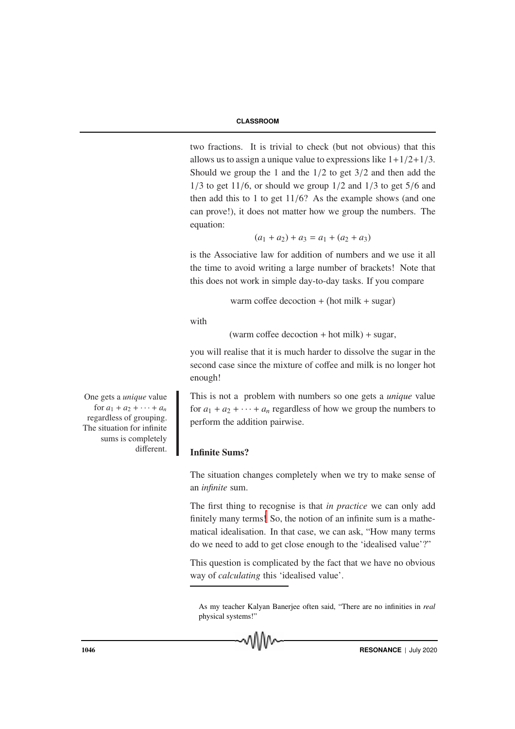two fractions. It is trivial to check (but not obvious) that this allows us to assign a unique value to expressions like $1+1/2+1/3$. Should we group the 1 and the $1/2$ to get $3/2$ and then add the $1/3$ to get $11/6$, or should we group $1/2$ and $1/3$ to get $5/6$ and then add this to 1 to get $11/6$? As the example shows (and one can prove!), it does not matter how we group the numbers. The equation:

$$(a_1 + a_2) + a_3 = a_1 + (a_2 + a_3)$$

is the Associative law for addition of numbers and we use it all the time to avoid writing a large number of brackets! Note that this does not work in simple day-to-day tasks. If you compare

warm coffee decoction + (hot milk + sugar)

with

(warm coffee decoction + hot milk) + sugar,

you will realise that it is much harder to dissolve the sugar in the second case since the mixture of coffee and milk is no longer hot enough!

One gets a *unique* value for $a_1 + a_2 + \cdots + a_n$ regardless of grouping. The situation for infinite sums is completely different.

This is not a problem with numbers so one gets a *unique* value for $a_1 + a_2 + \cdots + a_n$ regardless of how we group the numbers to perform the addition pairwise.

## Infinite Sums?

The situation changes completely when we try to make sense of an *infinite* sum.

The first thing to recognise is that *in practice* we can only add finitely many terms![1] So, the notion of an infinite sum is a mathematical idealisation. In that case, we can ask, "How many terms do we need to add to get close enough to the 'idealised value'?"

This question is complicated by the fact that we have no obvious way of *calculating* this 'idealised value'.

---

[1] As my teacher Kalyan Banerjee often said, "There are no infinities in *real* physical systems!"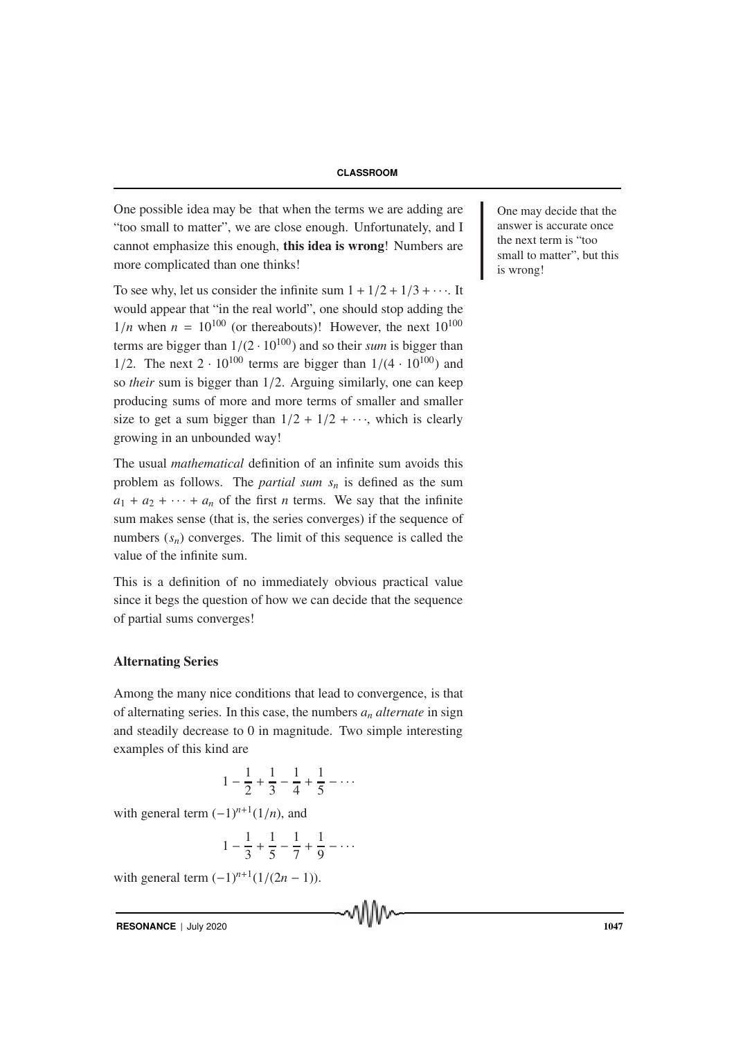One possible idea may be that when the terms we are adding are "too small to matter", we are close enough. Unfortunately, and I cannot emphasize this enough, **this idea is wrong**! Numbers are more complicated than one thinks!

One may decide that the answer is accurate once the next term is "too small to matter", but this is wrong!

To see why, let us consider the infinite sum $1 + 1/2 + 1/3 + \cdots$. It would appear that "in the real world", one should stop adding the $1/n$ when $n = 10^{100}$ (or thereabouts)! However, the next $10^{100}$ terms are bigger than $1/(2 \cdot 10^{100})$ and so their *sum* is bigger than $1/2$. The next $2 \cdot 10^{100}$ terms are bigger than $1/(4 \cdot 10^{100})$ and so *their* sum is bigger than $1/2$. Arguing similarly, one can keep producing sums of more and more terms of smaller and smaller size to get a sum bigger than $1/2 + 1/2 + \cdots$, which is clearly growing in an unbounded way!

The usual *mathematical* definition of an infinite sum avoids this problem as follows. The *partial sum* $s_n$ is defined as the sum $a_1 + a_2 + \cdots + a_n$ of the first $n$ terms. We say that the infinite sum makes sense (that is, the series converges) if the sequence of numbers $(s_n)$ converges. The limit of this sequence is called the value of the infinite sum.

This is a definition of no immediately obvious practical value since it begs the question of how we can decide that the sequence of partial sums converges!

### Alternating Series

Among the many nice conditions that lead to convergence, is that of alternating series. In this case, the numbers $a_n$ *alternate* in sign and steadily decrease to 0 in magnitude. Two simple interesting examples of this kind are

$$1 - \frac{1}{2} + \frac{1}{3} - \frac{1}{4} + \frac{1}{5} - \cdots$$

with general term $(-1)^{n+1}(1/n)$, and

$$1 - \frac{1}{3} + \frac{1}{5} - \frac{1}{7} + \frac{1}{9} - \cdots$$

with general term $(-1)^{n+1}(1/(2n-1))$.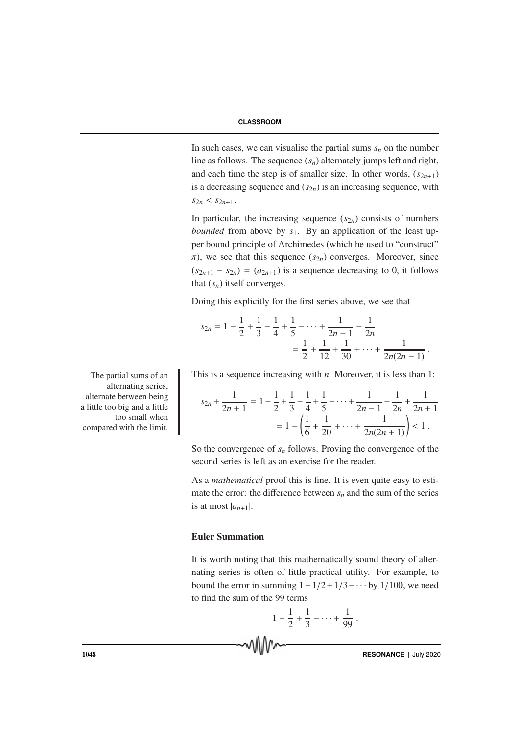In such cases, we can visualise the partial sums $s_n$ on the number line as follows. The sequence $(s_n)$ alternately jumps left and right, and each time the step is of smaller size. In other words, $(s_{2n+1})$ is a decreasing sequence and $(s_{2n})$ is an increasing sequence, with $s_{2n} < s_{2n+1}$.

In particular, the increasing sequence $(s_{2n})$ consists of numbers *bounded* from above by $s_1$. By an application of the least upper bound principle of Archimedes (which he used to "construct" $\pi$), we see that this sequence $(s_{2n})$ converges. Moreover, since $(s_{2n+1} - s_{2n}) = (a_{2n+1})$ is a sequence decreasing to 0, it follows that $(s_n)$ itself converges.

Doing this explicitly for the first series above, we see that

$$s_{2n} = 1 - \frac{1}{2} + \frac{1}{3} - \frac{1}{4} + \frac{1}{5} - \cdots + \frac{1}{2n-1} - \frac{1}{2n}$$
$$= \frac{1}{2} + \frac{1}{12} + \frac{1}{30} + \cdots + \frac{1}{2n(2n-1)} .$$

The partial sums of an alternating series, alternate between being a little too big and a little too small when compared with the limit.

This is a sequence increasing with $n$. Moreover, it is less than 1:

$$s_{2n} + \frac{1}{2n+1} = 1 - \frac{1}{2} + \frac{1}{3} - \frac{1}{4} + \frac{1}{5} - \cdots + \frac{1}{2n-1} - \frac{1}{2n} + \frac{1}{2n+1}$$
$$= 1 - \left( \frac{1}{6} + \frac{1}{20} + \cdots + \frac{1}{2n(2n+1)} \right) < 1 .$$

So the convergence of $s_n$ follows. Proving the convergence of the second series is left as an exercise for the reader.

As a *mathematical* proof this is fine. It is even quite easy to estimate the error: the difference between $s_n$ and the sum of the series is at most $|a_{n+1}|$.

### Euler Summation

It is worth noting that this mathematically sound theory of alternating series is often of little practical utility. For example, to bound the error in summing $1 - 1/2 + 1/3 - \cdots$ by $1/100$, we need to find the sum of the 99 terms

$$1 - \frac{1}{2} + \frac{1}{3} - \cdots + \frac{1}{99} .$$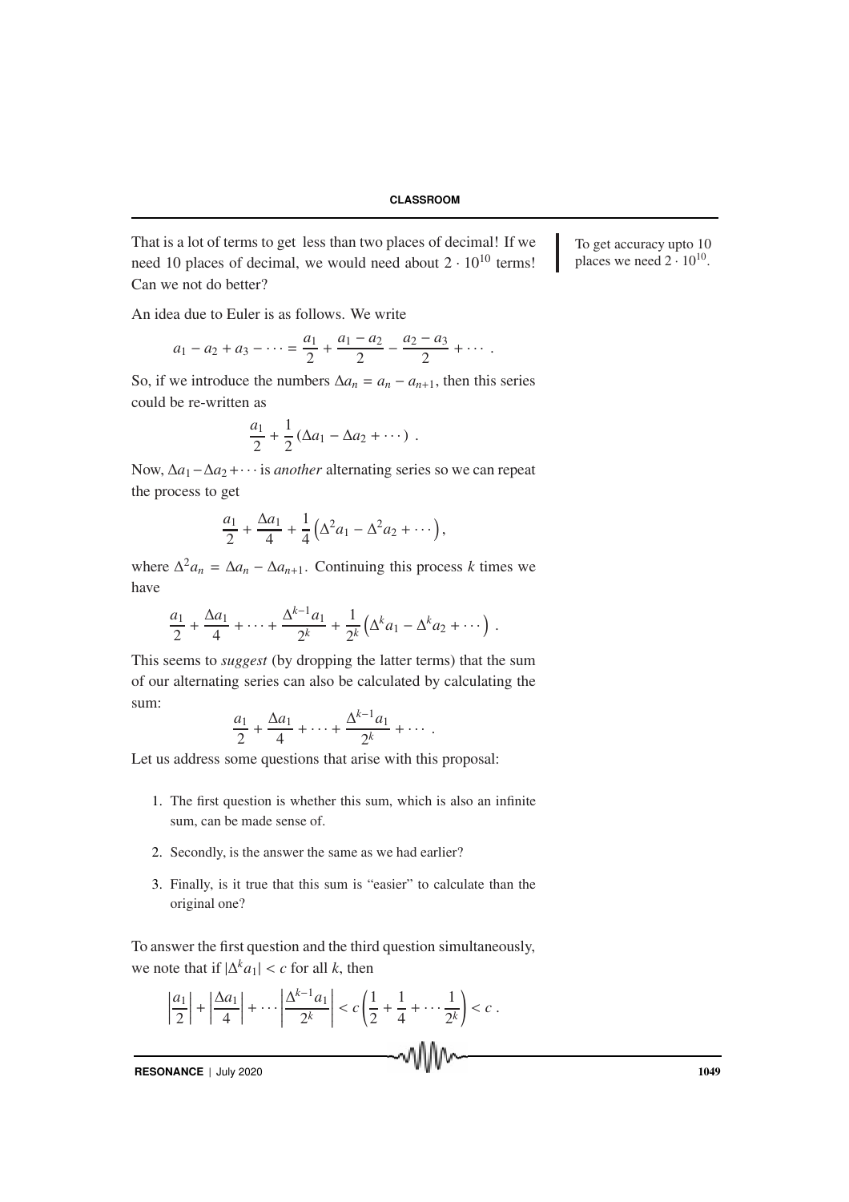That is a lot of terms to get less than two places of decimal! If we need 10 places of decimal, we would need about $2 \cdot 10^{10}$ terms! Can we not do better?

To get accuracy upto 10 places we need $2 \cdot 10^{10}$.

An idea due to Euler is as follows. We write

$$a_1 - a_2 + a_3 - \cdots = \frac{a_1}{2} + \frac{a_1 - a_2}{2} - \frac{a_2 - a_3}{2} + \cdots .$$

So, if we introduce the numbers $\Delta a_n = a_n - a_{n+1}$, then this series could be re-written as

$$\frac{a_1}{2} + \frac{1}{2}\left(\Delta a_1 - \Delta a_2 + \cdots\right) .$$

Now, $\Delta a_1 - \Delta a_2 + \cdots$ is *another* alternating series so we can repeat the process to get

$$\frac{a_1}{2} + \frac{\Delta a_1}{4} + \frac{1}{4}\left(\Delta^2 a_1 - \Delta^2 a_2 + \cdots\right),$$

where $\Delta^2 a_n = \Delta a_n - \Delta a_{n+1}$. Continuing this process $k$ times we have

$$\frac{a_1}{2} + \frac{\Delta a_1}{4} + \cdots + \frac{\Delta^{k-1} a_1}{2^k} + \frac{1}{2^k}\left(\Delta^k a_1 - \Delta^k a_2 + \cdots\right) .$$

This seems to *suggest* (by dropping the latter terms) that the sum of our alternating series can also be calculated by calculating the sum:

$$\frac{a_1}{2} + \frac{\Delta a_1}{4} + \cdots + \frac{\Delta^{k-1} a_1}{2^k} + \cdots .$$

Let us address some questions that arise with this proposal:

1. The first question is whether this sum, which is also an infinite sum, can be made sense of.
2. Secondly, is the answer the same as we had earlier?
3. Finally, is it true that this sum is "easier" to calculate than the original one?

To answer the first question and the third question simultaneously, we note that if $|\Delta^k a_1| < c$ for all $k$, then

$$\left|\frac{a_1}{2}\right| + \left|\frac{\Delta a_1}{4}\right| + \cdots \left|\frac{\Delta^{k-1} a_1}{2^k}\right| < c\left(\frac{1}{2} + \frac{1}{4} + \cdots \frac{1}{2^k}\right) < c .$$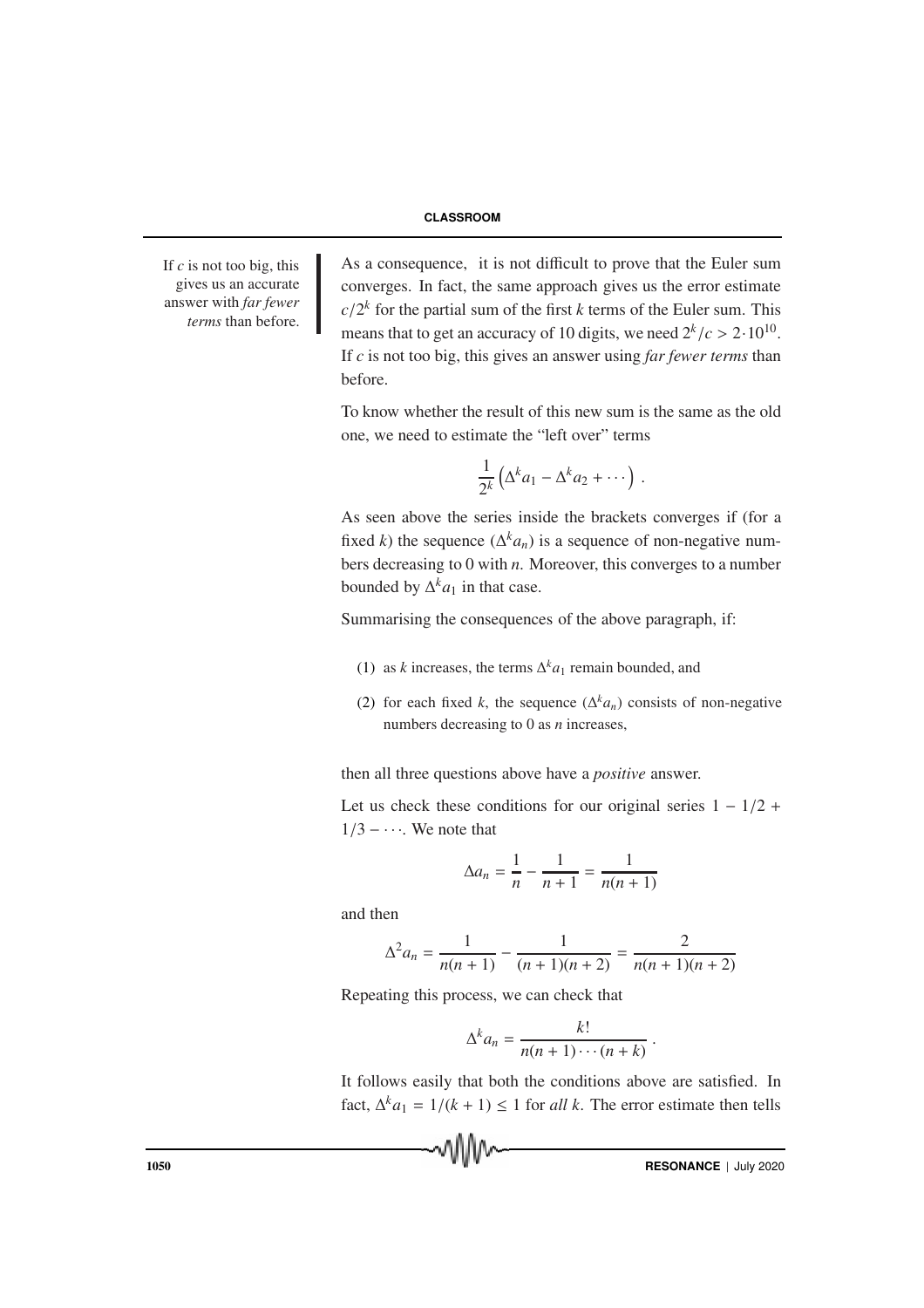If $c$ is not too big, this gives us an accurate answer with *far fewer terms* than before.

As a consequence, it is not difficult to prove that the Euler sum converges. In fact, the same approach gives us the error estimate $c/2^k$ for the partial sum of the first $k$ terms of the Euler sum. This means that to get an accuracy of 10 digits, we need $2^k/c > 2\cdot 10^{10}$. If $c$ is not too big, this gives an answer using *far fewer terms* than before.

To know whether the result of this new sum is the same as the old one, we need to estimate the "left over" terms

$$\frac{1}{2^k}\left(\Delta^k a_1 - \Delta^k a_2 + \cdots\right).$$

As seen above the series inside the brackets converges if (for a fixed $k$) the sequence $(\Delta^k a_n)$ is a sequence of non-negative numbers decreasing to 0 with $n$. Moreover, this converges to a number bounded by $\Delta^k a_1$ in that case.

Summarising the consequences of the above paragraph, if:

(1) as $k$ increases, the terms $\Delta^k a_1$ remain bounded, and

(2) for each fixed $k$, the sequence $(\Delta^k a_n)$ consists of non-negative numbers decreasing to 0 as $n$ increases,

then all three questions above have a *positive* answer.

Let us check these conditions for our original series $1 - 1/2 + 1/3 - \cdots$. We note that

$$\Delta a_n = \frac{1}{n} - \frac{1}{n+1} = \frac{1}{n(n+1)}$$

and then

$$\Delta^2 a_n = \frac{1}{n(n+1)} - \frac{1}{(n+1)(n+2)} = \frac{2}{n(n+1)(n+2)}$$

Repeating this process, we can check that

$$\Delta^k a_n = \frac{k!}{n(n+1)\cdots(n+k)}.$$

It follows easily that both the conditions above are satisfied. In fact, $\Delta^k a_1 = 1/(k+1) \leq 1$ for *all* $k$. The error estimate then tells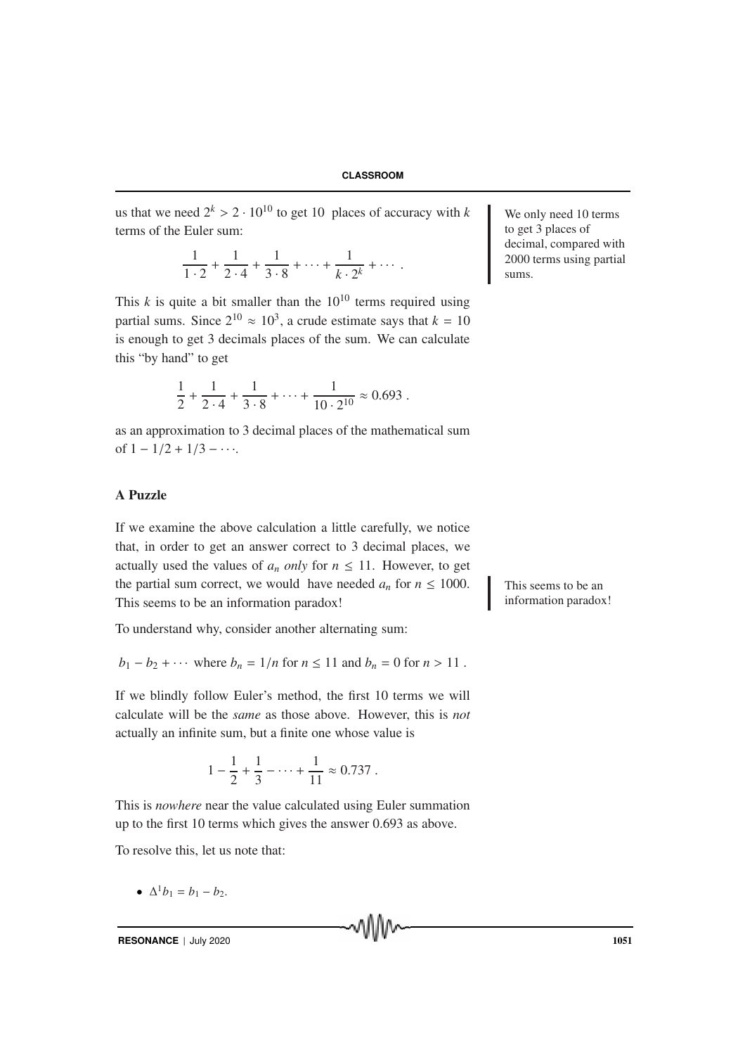us that we need $2^k > 2 \cdot 10^{10}$ to get 10 places of accuracy with $k$ terms of the Euler sum:

$$\frac{1}{1 \cdot 2} + \frac{1}{2 \cdot 4} + \frac{1}{3 \cdot 8} + \cdots + \frac{1}{k \cdot 2^k} + \cdots .$$

This $k$ is quite a bit smaller than the $10^{10}$ terms required using partial sums. Since $2^{10} \approx 10^3$, a crude estimate says that $k = 10$ is enough to get 3 decimals places of the sum. We can calculate this "by hand" to get

$$\frac{1}{2} + \frac{1}{2 \cdot 4} + \frac{1}{3 \cdot 8} + \cdots + \frac{1}{10 \cdot 2^{10}} \approx 0.693 .$$

as an approximation to 3 decimal places of the mathematical sum of $1 - 1/2 + 1/3 - \cdots$.

We only need 10 terms to get 3 places of decimal, compared with 2000 terms using partial sums.

## A Puzzle

If we examine the above calculation a little carefully, we notice that, in order to get an answer correct to 3 decimal places, we actually used the values of $a_n$ *only* for $n \leq 11$. However, to get the partial sum correct, we would have needed $a_n$ for $n \leq 1000$. This seems to be an information paradox!

This seems to be an information paradox!

To understand why, consider another alternating sum:

$b_1 - b_2 + \cdots$ where $b_n = 1/n$ for $n \leq 11$ and $b_n = 0$ for $n > 11$ .

If we blindly follow Euler's method, the first 10 terms we will calculate will be the *same* as those above. However, this is *not* actually an infinite sum, but a finite one whose value is

$$1 - \frac{1}{2} + \frac{1}{3} - \cdots + \frac{1}{11} \approx 0.737 .$$

This is *nowhere* near the value calculated using Euler summation up to the first 10 terms which gives the answer 0.693 as above.

To resolve this, let us note that:

- $\Delta^1 b_1 = b_1 - b_2$.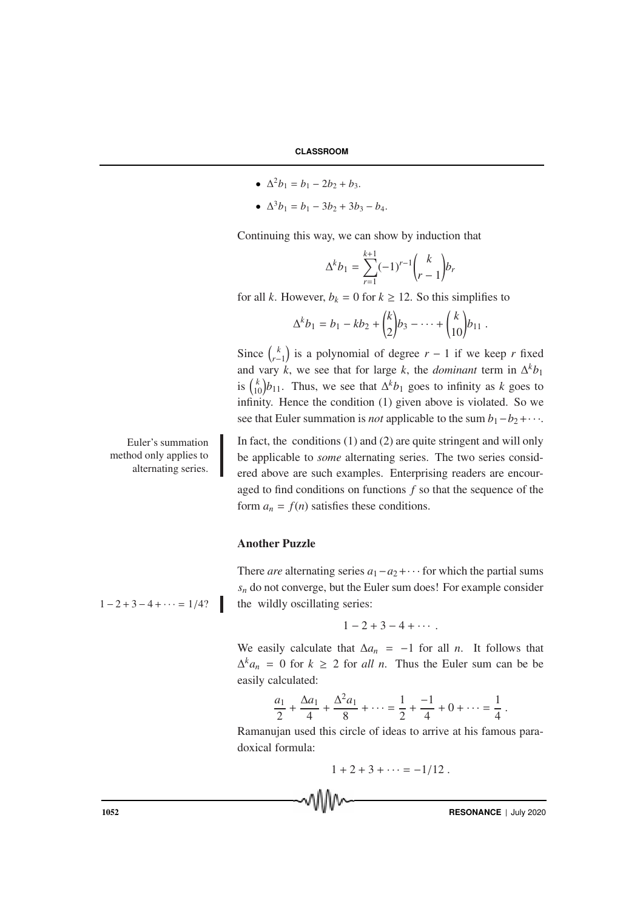- $\Delta^2 b_1 = b_1 - 2b_2 + b_3$.
- $\Delta^3 b_1 = b_1 - 3b_2 + 3b_3 - b_4$.

Continuing this way, we can show by induction that

$$\Delta^k b_1 = \sum_{r=1}^{k+1} (-1)^{r-1} \binom{k}{r-1} b_r$$

for all $k$. However, $b_k = 0$ for $k \geq 12$. So this simplifies to

$$\Delta^k b_1 = b_1 - k b_2 + \binom{k}{2} b_3 - \cdots + \binom{k}{10} b_{11} \,.$$

Since $\binom{k}{r-1}$ is a polynomial of degree $r - 1$ if we keep $r$ fixed and vary $k$, we see that for large $k$, the *dominant* term in $\Delta^k b_1$ is $\binom{k}{10} b_{11}$. Thus, we see that $\Delta^k b_1$ goes to infinity as $k$ goes to infinity. Hence the condition (1) given above is violated. So we see that Euler summation is *not* applicable to the sum $b_1 - b_2 + \cdots$.

Euler's summation method only applies to alternating series.

In fact, the conditions (1) and (2) are quite stringent and will only be applicable to *some* alternating series. The two series considered above are such examples. Enterprising readers are encouraged to find conditions on functions $f$ so that the sequence of the form $a_n = f(n)$ satisfies these conditions.

### Another Puzzle

$1 - 2 + 3 - 4 + \cdots = 1/4?$

There *are* alternating series $a_1 - a_2 + \cdots$ for which the partial sums $s_n$ do not converge, but the Euler sum does! For example consider the wildly oscillating series:

$$1 - 2 + 3 - 4 + \cdots \,.$$

We easily calculate that $\Delta a_n = -1$ for all $n$. It follows that $\Delta^k a_n = 0$ for $k \geq 2$ for *all* $n$. Thus the Euler sum can be be easily calculated:

$$\frac{a_1}{2} + \frac{\Delta a_1}{4} + \frac{\Delta^2 a_1}{8} + \cdots = \frac{1}{2} + \frac{-1}{4} + 0 + \cdots = \frac{1}{4} \,.$$

Ramanujan used this circle of ideas to arrive at his famous paradoxical formula:

$$1 + 2 + 3 + \cdots = -1/12 \,.$$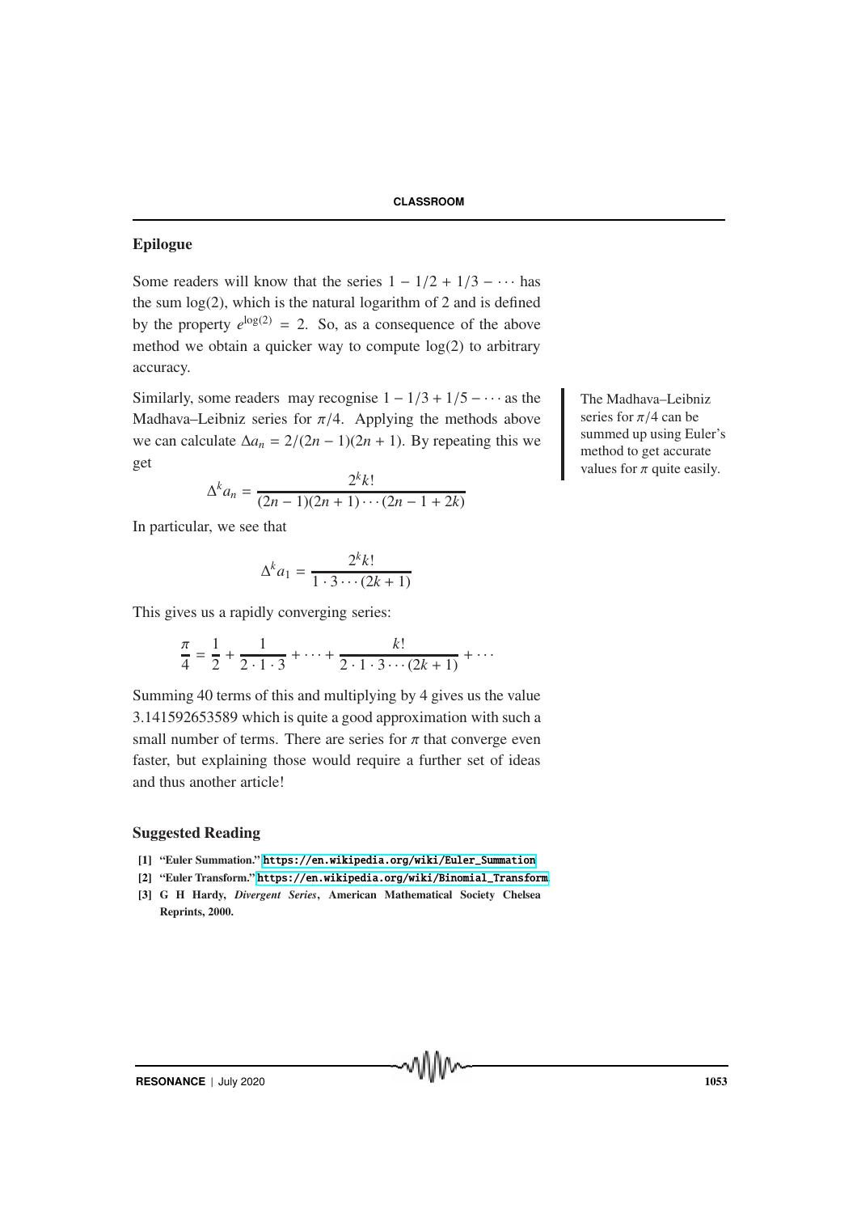## Epilogue

Some readers will know that the series $1 - 1/2 + 1/3 - \cdots$ has the sum $\log(2)$, which is the natural logarithm of 2 and is defined by the property $e^{\log(2)} = 2$. So, as a consequence of the above method we obtain a quicker way to compute $\log(2)$ to arbitrary accuracy.

Similarly, some readers may recognise $1 - 1/3 + 1/5 - \cdots$ as the Madhava–Leibniz series for $\pi/4$. Applying the methods above we can calculate $\Delta a_n = 2/(2n-1)(2n+1)$. By repeating this we get

The Madhava–Leibniz series for $\pi/4$ can be summed up using Euler's method to get accurate values for $\pi$ quite easily.

$$\Delta^k a_n = \frac{2^k k!}{(2n-1)(2n+1)\cdots(2n-1+2k)}$$

In particular, we see that

$$\Delta^k a_1 = \frac{2^k k!}{1 \cdot 3 \cdots (2k+1)}$$

This gives us a rapidly converging series:

$$\frac{\pi}{4} = \frac{1}{2} + \frac{1}{2 \cdot 1 \cdot 3} + \cdots + \frac{k!}{2 \cdot 1 \cdot 3 \cdots (2k+1)} + \cdots$$

Summing 40 terms of this and multiplying by 4 gives us the value 3.141592653589 which is quite a good approximation with such a small number of terms. There are series for $\pi$ that converge even faster, but explaining those would require a further set of ideas and thus another article!

## Suggested Reading

[1] "Euler Summation." https://en.wikipedia.org/wiki/Euler_Summation

[2] "Euler Transform." https://en.wikipedia.org/wiki/Binomial_Transform

[3] G H Hardy, *Divergent Series*, American Mathematical Society Chelsea Reprints, 2000.